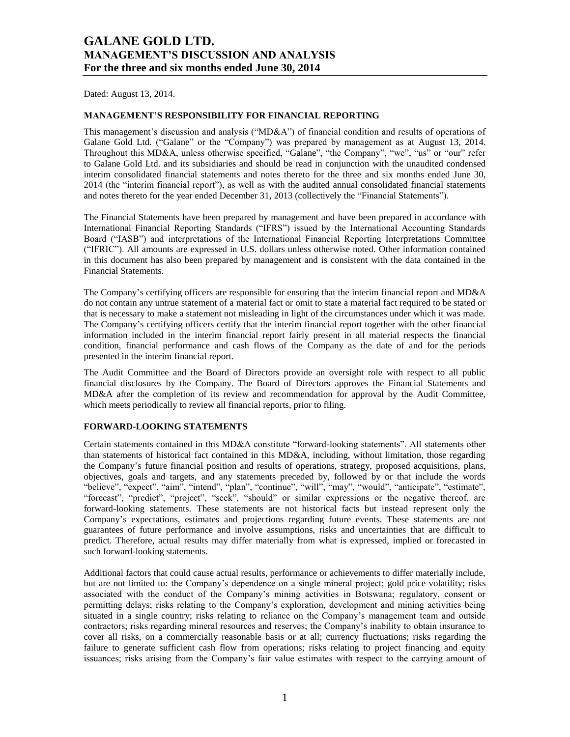# GALANE GOLD LTD.
## MANAGEMENT'S DISCUSSION AND ANALYSIS
### For the three and six months ended June 30, 2014

Dated: August 13, 2014.

**MANAGEMENT'S RESPONSIBILITY FOR FINANCIAL REPORTING**

This management's discussion and analysis ("MD&A") of financial condition and results of operations of Galane Gold Ltd. ("Galane" or the "Company") was prepared by management as at August 13, 2014. Throughout this MD&A, unless otherwise specified, "Galane", "the Company", "we", "us" or "our" refer to Galane Gold Ltd. and its subsidiaries and should be read in conjunction with the unaudited condensed interim consolidated financial statements and notes thereto for the three and six months ended June 30, 2014 (the "interim financial report"), as well as with the audited annual consolidated financial statements and notes thereto for the year ended December 31, 2013 (collectively the "Financial Statements").

The Financial Statements have been prepared by management and have been prepared in accordance with International Financial Reporting Standards ("IFRS") issued by the International Accounting Standards Board ("IASB") and interpretations of the International Financial Reporting Interpretations Committee ("IFRIC"). All amounts are expressed in U.S. dollars unless otherwise noted. Other information contained in this document has also been prepared by management and is consistent with the data contained in the Financial Statements.

The Company's certifying officers are responsible for ensuring that the interim financial report and MD&A do not contain any untrue statement of a material fact or omit to state a material fact required to be stated or that is necessary to make a statement not misleading in light of the circumstances under which it was made. The Company's certifying officers certify that the interim financial report together with the other financial information included in the interim financial report fairly present in all material respects the financial condition, financial performance and cash flows of the Company as the date of and for the periods presented in the interim financial report.

The Audit Committee and the Board of Directors provide an oversight role with respect to all public financial disclosures by the Company. The Board of Directors approves the Financial Statements and MD&A after the completion of its review and recommendation for approval by the Audit Committee, which meets periodically to review all financial reports, prior to filing.

**FORWARD-LOOKING STATEMENTS**

Certain statements contained in this MD&A constitute "forward-looking statements". All statements other than statements of historical fact contained in this MD&A, including, without limitation, those regarding the Company's future financial position and results of operations, strategy, proposed acquisitions, plans, objectives, goals and targets, and any statements preceded by, followed by or that include the words "believe", "expect", "aim", "intend", "plan", "continue", "will", "may", "would", "anticipate", "estimate", "forecast", "predict", "project", "seek", "should" or similar expressions or the negative thereof, are forward-looking statements. These statements are not historical facts but instead represent only the Company's expectations, estimates and projections regarding future events. These statements are not guarantees of future performance and involve assumptions, risks and uncertainties that are difficult to predict. Therefore, actual results may differ materially from what is expressed, implied or forecasted in such forward-looking statements.

Additional factors that could cause actual results, performance or achievements to differ materially include, but are not limited to: the Company's dependence on a single mineral project; gold price volatility; risks associated with the conduct of the Company's mining activities in Botswana; regulatory, consent or permitting delays; risks relating to the Company's exploration, development and mining activities being situated in a single country; risks relating to reliance on the Company's management team and outside contractors; risks regarding mineral resources and reserves; the Company's inability to obtain insurance to cover all risks, on a commercially reasonable basis or at all; currency fluctuations; risks regarding the failure to generate sufficient cash flow from operations; risks relating to project financing and equity issuances; risks arising from the Company's fair value estimates with respect to the carrying amount of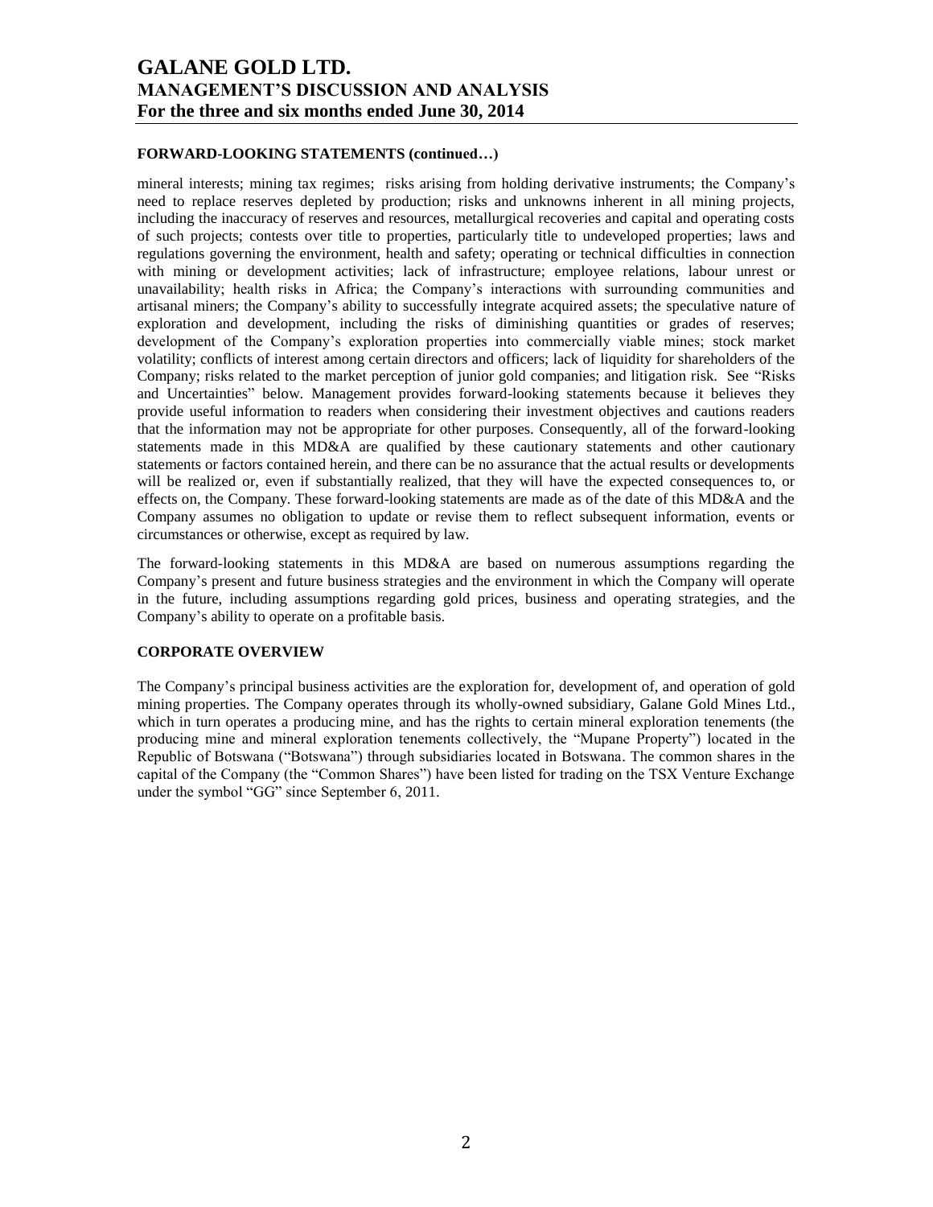**FORWARD-LOOKING STATEMENTS (continued…)**

mineral interests; mining tax regimes; risks arising from holding derivative instruments; the Company's need to replace reserves depleted by production; risks and unknowns inherent in all mining projects, including the inaccuracy of reserves and resources, metallurgical recoveries and capital and operating costs of such projects; contests over title to properties, particularly title to undeveloped properties; laws and regulations governing the environment, health and safety; operating or technical difficulties in connection with mining or development activities; lack of infrastructure; employee relations, labour unrest or unavailability; health risks in Africa; the Company's interactions with surrounding communities and artisanal miners; the Company's ability to successfully integrate acquired assets; the speculative nature of exploration and development, including the risks of diminishing quantities or grades of reserves; development of the Company's exploration properties into commercially viable mines; stock market volatility; conflicts of interest among certain directors and officers; lack of liquidity for shareholders of the Company; risks related to the market perception of junior gold companies; and litigation risk. See "Risks and Uncertainties" below. Management provides forward-looking statements because it believes they provide useful information to readers when considering their investment objectives and cautions readers that the information may not be appropriate for other purposes. Consequently, all of the forward-looking statements made in this MD&A are qualified by these cautionary statements and other cautionary statements or factors contained herein, and there can be no assurance that the actual results or developments will be realized or, even if substantially realized, that they will have the expected consequences to, or effects on, the Company. These forward-looking statements are made as of the date of this MD&A and the Company assumes no obligation to update or revise them to reflect subsequent information, events or circumstances or otherwise, except as required by law.

The forward-looking statements in this MD&A are based on numerous assumptions regarding the Company's present and future business strategies and the environment in which the Company will operate in the future, including assumptions regarding gold prices, business and operating strategies, and the Company's ability to operate on a profitable basis.

**CORPORATE OVERVIEW**

The Company's principal business activities are the exploration for, development of, and operation of gold mining properties. The Company operates through its wholly-owned subsidiary, Galane Gold Mines Ltd., which in turn operates a producing mine, and has the rights to certain mineral exploration tenements (the producing mine and mineral exploration tenements collectively, the "Mupane Property") located in the Republic of Botswana ("Botswana") through subsidiaries located in Botswana. The common shares in the capital of the Company (the "Common Shares") have been listed for trading on the TSX Venture Exchange under the symbol "GG" since September 6, 2011.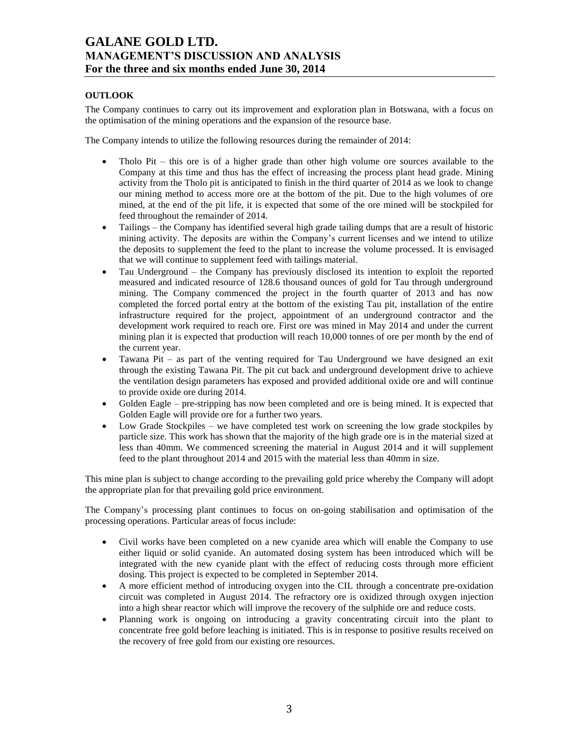## OUTLOOK

The Company continues to carry out its improvement and exploration plan in Botswana, with a focus on the optimisation of the mining operations and the expansion of the resource base.

The Company intends to utilize the following resources during the remainder of 2014:

- Tholo Pit – this ore is of a higher grade than other high volume ore sources available to the Company at this time and thus has the effect of increasing the process plant head grade. Mining activity from the Tholo pit is anticipated to finish in the third quarter of 2014 as we look to change our mining method to access more ore at the bottom of the pit. Due to the high volumes of ore mined, at the end of the pit life, it is expected that some of the ore mined will be stockpiled for feed throughout the remainder of 2014.
- Tailings – the Company has identified several high grade tailing dumps that are a result of historic mining activity. The deposits are within the Company's current licenses and we intend to utilize the deposits to supplement the feed to the plant to increase the volume processed. It is envisaged that we will continue to supplement feed with tailings material.
- Tau Underground – the Company has previously disclosed its intention to exploit the reported measured and indicated resource of 128.6 thousand ounces of gold for Tau through underground mining. The Company commenced the project in the fourth quarter of 2013 and has now completed the forced portal entry at the bottom of the existing Tau pit, installation of the entire infrastructure required for the project, appointment of an underground contractor and the development work required to reach ore. First ore was mined in May 2014 and under the current mining plan it is expected that production will reach 10,000 tonnes of ore per month by the end of the current year.
- Tawana Pit – as part of the venting required for Tau Underground we have designed an exit through the existing Tawana Pit. The pit cut back and underground development drive to achieve the ventilation design parameters has exposed and provided additional oxide ore and will continue to provide oxide ore during 2014.
- Golden Eagle – pre-stripping has now been completed and ore is being mined. It is expected that Golden Eagle will provide ore for a further two years.
- Low Grade Stockpiles – we have completed test work on screening the low grade stockpiles by particle size. This work has shown that the majority of the high grade ore is in the material sized at less than 40mm. We commenced screening the material in August 2014 and it will supplement feed to the plant throughout 2014 and 2015 with the material less than 40mm in size.

This mine plan is subject to change according to the prevailing gold price whereby the Company will adopt the appropriate plan for that prevailing gold price environment.

The Company's processing plant continues to focus on on-going stabilisation and optimisation of the processing operations. Particular areas of focus include:

- Civil works have been completed on a new cyanide area which will enable the Company to use either liquid or solid cyanide. An automated dosing system has been introduced which will be integrated with the new cyanide plant with the effect of reducing costs through more efficient dosing. This project is expected to be completed in September 2014.
- A more efficient method of introducing oxygen into the CIL through a concentrate pre-oxidation circuit was completed in August 2014. The refractory ore is oxidized through oxygen injection into a high shear reactor which will improve the recovery of the sulphide ore and reduce costs.
- Planning work is ongoing on introducing a gravity concentrating circuit into the plant to concentrate free gold before leaching is initiated. This is in response to positive results received on the recovery of free gold from our existing ore resources.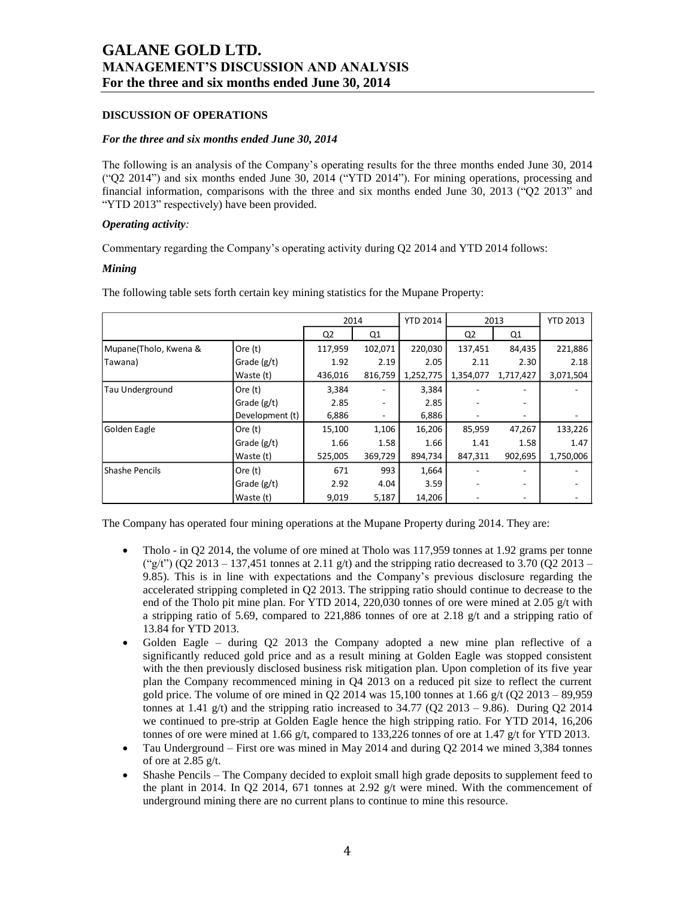## DISCUSSION OF OPERATIONS

### *For the three and six months ended June 30, 2014*

The following is an analysis of the Company's operating results for the three months ended June 30, 2014 ("Q2 2014") and six months ended June 30, 2014 ("YTD 2014"). For mining operations, processing and financial information, comparisons with the three and six months ended June 30, 2013 ("Q2 2013" and "YTD 2013" respectively) have been provided.

***Operating activity:***

Commentary regarding the Company's operating activity during Q2 2014 and YTD 2014 follows:

***Mining***

The following table sets forth certain key mining statistics for the Mupane Property:

| | | 2014 | | YTD 2014 | 2013 | | YTD 2013 |
|---|---|---|---|---|---|---|---|
| | | Q2 | Q1 | | Q2 | Q1 | |
| Mupane(Tholo, Kwena & | Ore (t) | 117,959 | 102,071 | 220,030 | 137,451 | 84,435 | 221,886 |
| Tawana) | Grade (g/t) | 1.92 | 2.19 | 2.05 | 2.11 | 2.30 | 2.18 |
| | Waste (t) | 436,016 | 816,759 | 1,252,775 | 1,354,077 | 1,717,427 | 3,071,504 |
| Tau Underground | Ore (t) | 3,384 | - | 3,384 | - | - | - |
| | Grade (g/t) | 2.85 | - | 2.85 | - | - | |
| | Development (t) | 6,886 | - | 6,886 | - | - | - |
| Golden Eagle | Ore (t) | 15,100 | 1,106 | 16,206 | 85,959 | 47,267 | 133,226 |
| | Grade (g/t) | 1.66 | 1.58 | 1.66 | 1.41 | 1.58 | 1.47 |
| | Waste (t) | 525,005 | 369,729 | 894,734 | 847,311 | 902,695 | 1,750,006 |
| Shashe Pencils | Ore (t) | 671 | 993 | 1,664 | - | - | - |
| | Grade (g/t) | 2.92 | 4.04 | 3.59 | - | - | - |
| | Waste (t) | 9,019 | 5,187 | 14,206 | - | - | - |

The Company has operated four mining operations at the Mupane Property during 2014. They are:

- Tholo - in Q2 2014, the volume of ore mined at Tholo was 117,959 tonnes at 1.92 grams per tonne ("g/t") (Q2 2013 – 137,451 tonnes at 2.11 g/t) and the stripping ratio decreased to 3.70 (Q2 2013 – 9.85). This is in line with expectations and the Company's previous disclosure regarding the accelerated stripping completed in Q2 2013. The stripping ratio should continue to decrease to the end of the Tholo pit mine plan. For YTD 2014, 220,030 tonnes of ore were mined at 2.05 g/t with a stripping ratio of 5.69, compared to 221,886 tonnes of ore at 2.18 g/t and a stripping ratio of 13.84 for YTD 2013.
- Golden Eagle – during Q2 2013 the Company adopted a new mine plan reflective of a significantly reduced gold price and as a result mining at Golden Eagle was stopped consistent with the then previously disclosed business risk mitigation plan. Upon completion of its five year plan the Company recommenced mining in Q4 2013 on a reduced pit size to reflect the current gold price. The volume of ore mined in Q2 2014 was 15,100 tonnes at 1.66 g/t (Q2 2013 – 89,959 tonnes at 1.41 g/t) and the stripping ratio increased to 34.77 (Q2 2013 – 9.86). During Q2 2014 we continued to pre-strip at Golden Eagle hence the high stripping ratio. For YTD 2014, 16,206 tonnes of ore were mined at 1.66 g/t, compared to 133,226 tonnes of ore at 1.47 g/t for YTD 2013.
- Tau Underground – First ore was mined in May 2014 and during Q2 2014 we mined 3,384 tonnes of ore at 2.85 g/t.
- Shashe Pencils – The Company decided to exploit small high grade deposits to supplement feed to the plant in 2014. In Q2 2014, 671 tonnes at 2.92 g/t were mined. With the commencement of underground mining there are no current plans to continue to mine this resource.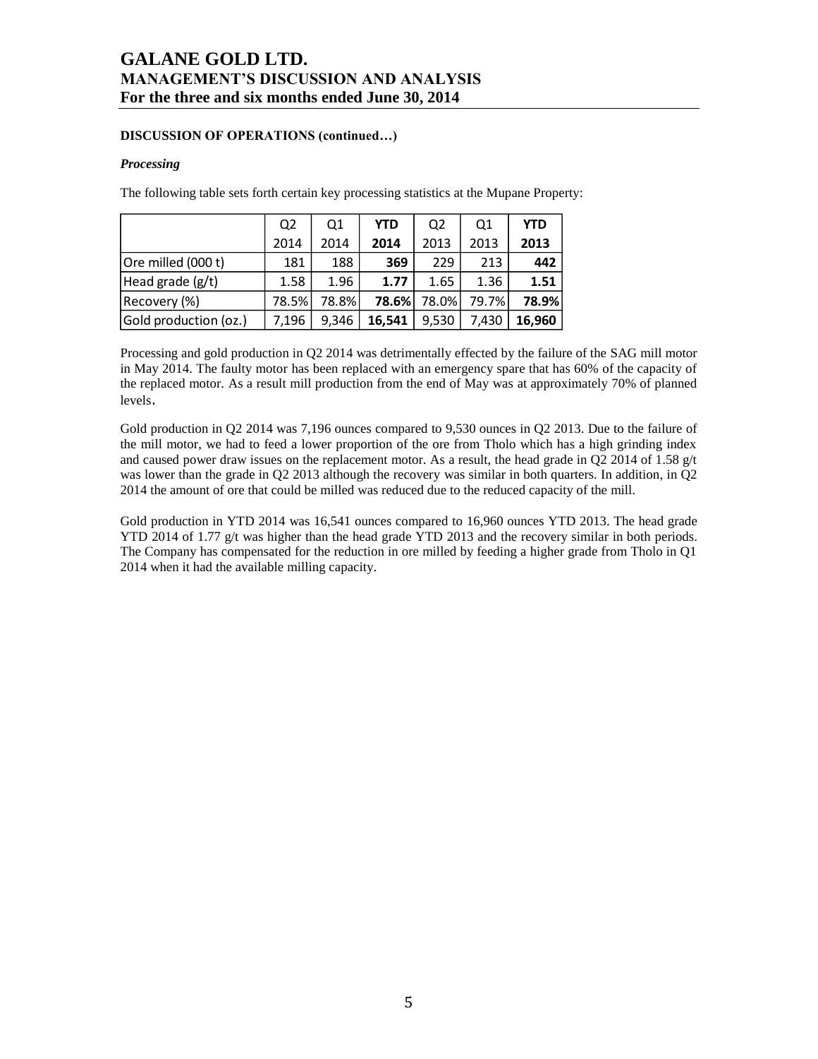**DISCUSSION OF OPERATIONS (continued…)**

***Processing***

The following table sets forth certain key processing statistics at the Mupane Property:

| | Q2 2014 | Q1 2014 | **YTD 2014** | Q2 2013 | Q1 2013 | **YTD 2013** |
|---|---|---|---|---|---|---|
| Ore milled (000 t) | 181 | 188 | **369** | 229 | 213 | **442** |
| Head grade (g/t) | 1.58 | 1.96 | **1.77** | 1.65 | 1.36 | **1.51** |
| Recovery (%) | 78.5% | 78.8% | **78.6%** | 78.0% | 79.7% | **78.9%** |
| Gold production (oz.) | 7,196 | 9,346 | **16,541** | 9,530 | 7,430 | **16,960** |

Processing and gold production in Q2 2014 was detrimentally effected by the failure of the SAG mill motor in May 2014. The faulty motor has been replaced with an emergency spare that has 60% of the capacity of the replaced motor. As a result mill production from the end of May was at approximately 70% of planned levels.

Gold production in Q2 2014 was 7,196 ounces compared to 9,530 ounces in Q2 2013. Due to the failure of the mill motor, we had to feed a lower proportion of the ore from Tholo which has a high grinding index and caused power draw issues on the replacement motor. As a result, the head grade in Q2 2014 of 1.58 g/t was lower than the grade in Q2 2013 although the recovery was similar in both quarters. In addition, in Q2 2014 the amount of ore that could be milled was reduced due to the reduced capacity of the mill.

Gold production in YTD 2014 was 16,541 ounces compared to 16,960 ounces YTD 2013. The head grade YTD 2014 of 1.77 g/t was higher than the head grade YTD 2013 and the recovery similar in both periods. The Company has compensated for the reduction in ore milled by feeding a higher grade from Tholo in Q1 2014 when it had the available milling capacity.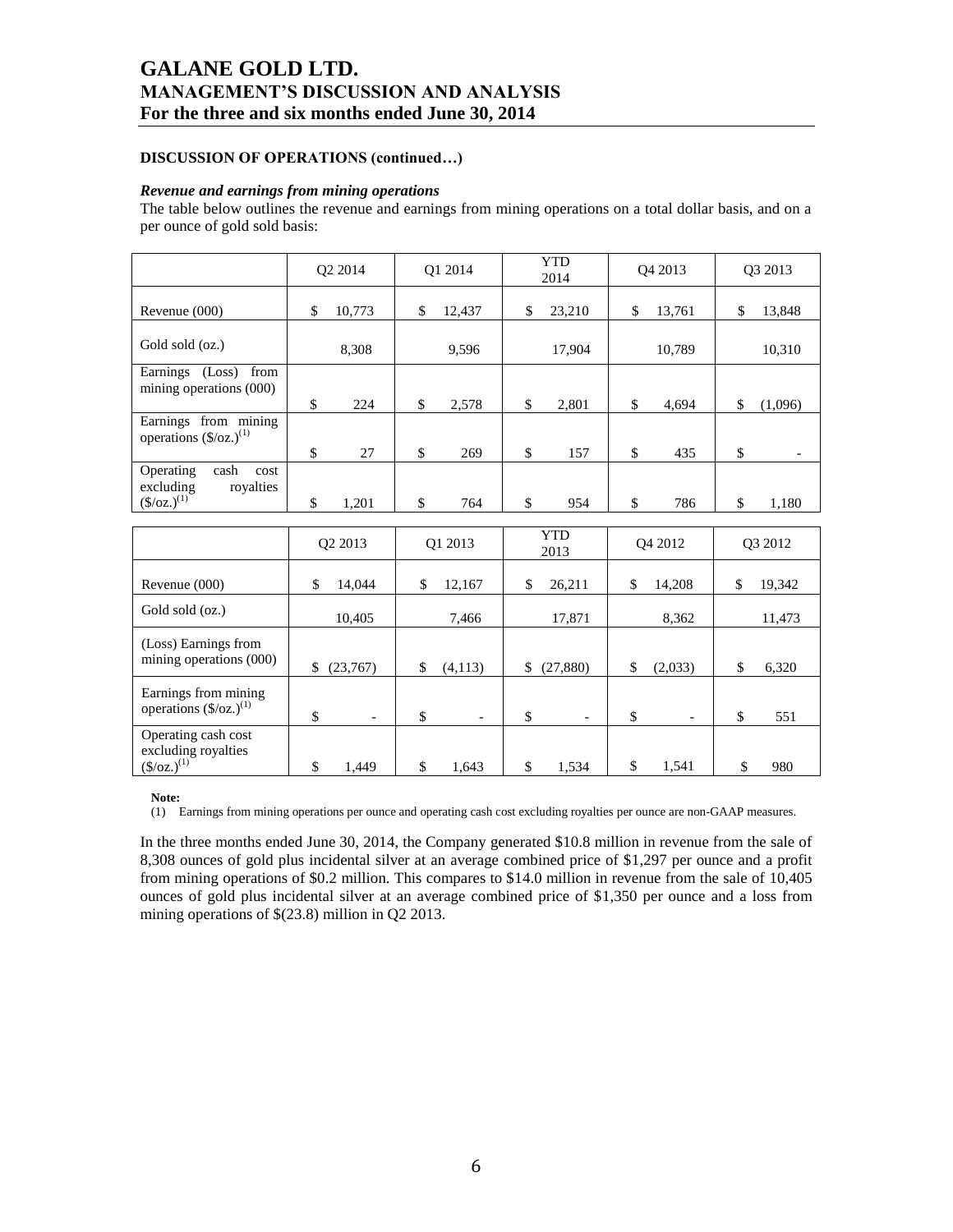**DISCUSSION OF OPERATIONS (continued…)**

***Revenue and earnings from mining operations***

The table below outlines the revenue and earnings from mining operations on a total dollar basis, and on a per ounce of gold sold basis:

| | Q2 2014 | Q1 2014 | YTD 2014 | Q4 2013 | Q3 2013 |
|---|---|---|---|---|---|
| Revenue (000) | $ 10,773 | $ 12,437 | $ 23,210 | $ 13,761 | $ 13,848 |
| Gold sold (oz.) | 8,308 | 9,596 | 17,904 | 10,789 | 10,310 |
| Earnings (Loss) from mining operations (000) | $ 224 | $ 2,578 | $ 2,801 | $ 4,694 | $ (1,096) |
| Earnings from mining operations ($/oz.)[(1)] | $ 27 | $ 269 | $ 157 | $ 435 | $ - |
| Operating cash cost excluding royalties ($/oz.)[(1)] | $ 1,201 | $ 764 | $ 954 | $ 786 | $ 1,180 |

| | Q2 2013 | Q1 2013 | YTD 2013 | Q4 2012 | Q3 2012 |
|---|---|---|---|---|---|
| Revenue (000) | $ 14,044 | $ 12,167 | $ 26,211 | $ 14,208 | $ 19,342 |
| Gold sold (oz.) | 10,405 | 7,466 | 17,871 | 8,362 | 11,473 |
| (Loss) Earnings from mining operations (000) | $ (23,767) | $ (4,113) | $ (27,880) | $ (2,033) | $ 6,320 |
| Earnings from mining operations ($/oz.)[(1)] | $ - | $ - | $ - | $ - | $ 551 |
| Operating cash cost excluding royalties ($/oz.)[(1)] | $ 1,449 | $ 1,643 | $ 1,534 | $ 1,541 | $ 980 |

**Note:**

(1) Earnings from mining operations per ounce and operating cash cost excluding royalties per ounce are non-GAAP measures.

In the three months ended June 30, 2014, the Company generated $10.8 million in revenue from the sale of 8,308 ounces of gold plus incidental silver at an average combined price of $1,297 per ounce and a profit from mining operations of $0.2 million. This compares to $14.0 million in revenue from the sale of 10,405 ounces of gold plus incidental silver at an average combined price of $1,350 per ounce and a loss from mining operations of $(23.8) million in Q2 2013.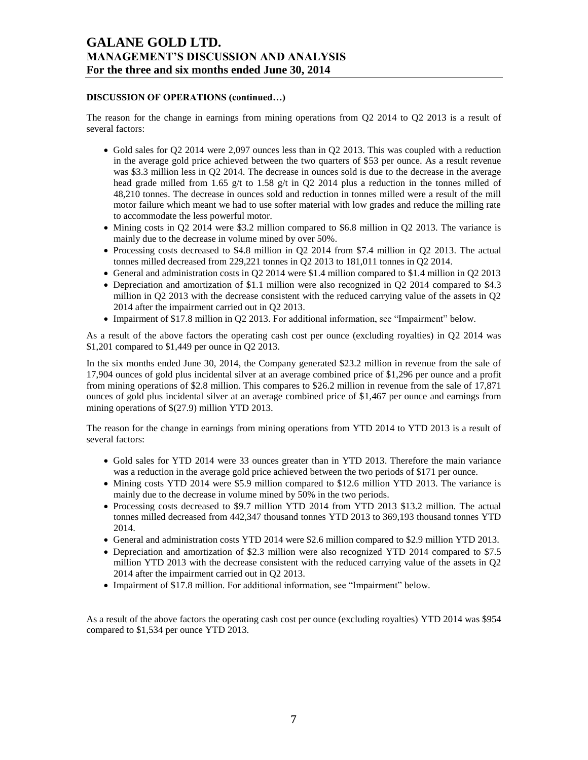**DISCUSSION OF OPERATIONS (continued…)**

The reason for the change in earnings from mining operations from Q2 2014 to Q2 2013 is a result of several factors:

- Gold sales for Q2 2014 were 2,097 ounces less than in Q2 2013. This was coupled with a reduction in the average gold price achieved between the two quarters of $53 per ounce. As a result revenue was $3.3 million less in Q2 2014. The decrease in ounces sold is due to the decrease in the average head grade milled from 1.65 g/t to 1.58 g/t in Q2 2014 plus a reduction in the tonnes milled of 48,210 tonnes. The decrease in ounces sold and reduction in tonnes milled were a result of the mill motor failure which meant we had to use softer material with low grades and reduce the milling rate to accommodate the less powerful motor.
- Mining costs in Q2 2014 were $3.2 million compared to $6.8 million in Q2 2013. The variance is mainly due to the decrease in volume mined by over 50%.
- Processing costs decreased to $4.8 million in Q2 2014 from $7.4 million in Q2 2013. The actual tonnes milled decreased from 229,221 tonnes in Q2 2013 to 181,011 tonnes in Q2 2014.
- General and administration costs in Q2 2014 were $1.4 million compared to $1.4 million in Q2 2013
- Depreciation and amortization of $1.1 million were also recognized in Q2 2014 compared to $4.3 million in Q2 2013 with the decrease consistent with the reduced carrying value of the assets in Q2 2014 after the impairment carried out in Q2 2013.
- Impairment of $17.8 million in Q2 2013. For additional information, see "Impairment" below.

As a result of the above factors the operating cash cost per ounce (excluding royalties) in Q2 2014 was $1,201 compared to $1,449 per ounce in Q2 2013.

In the six months ended June 30, 2014, the Company generated $23.2 million in revenue from the sale of 17,904 ounces of gold plus incidental silver at an average combined price of $1,296 per ounce and a profit from mining operations of $2.8 million. This compares to $26.2 million in revenue from the sale of 17,871 ounces of gold plus incidental silver at an average combined price of $1,467 per ounce and earnings from mining operations of $(27.9) million YTD 2013.

The reason for the change in earnings from mining operations from YTD 2014 to YTD 2013 is a result of several factors:

- Gold sales for YTD 2014 were 33 ounces greater than in YTD 2013. Therefore the main variance was a reduction in the average gold price achieved between the two periods of $171 per ounce.
- Mining costs YTD 2014 were $5.9 million compared to $12.6 million YTD 2013. The variance is mainly due to the decrease in volume mined by 50% in the two periods.
- Processing costs decreased to $9.7 million YTD 2014 from YTD 2013 $13.2 million. The actual tonnes milled decreased from 442,347 thousand tonnes YTD 2013 to 369,193 thousand tonnes YTD 2014.
- General and administration costs YTD 2014 were $2.6 million compared to $2.9 million YTD 2013.
- Depreciation and amortization of $2.3 million were also recognized YTD 2014 compared to $7.5 million YTD 2013 with the decrease consistent with the reduced carrying value of the assets in Q2 2014 after the impairment carried out in Q2 2013.
- Impairment of $17.8 million. For additional information, see "Impairment" below.

As a result of the above factors the operating cash cost per ounce (excluding royalties) YTD 2014 was $954 compared to $1,534 per ounce YTD 2013.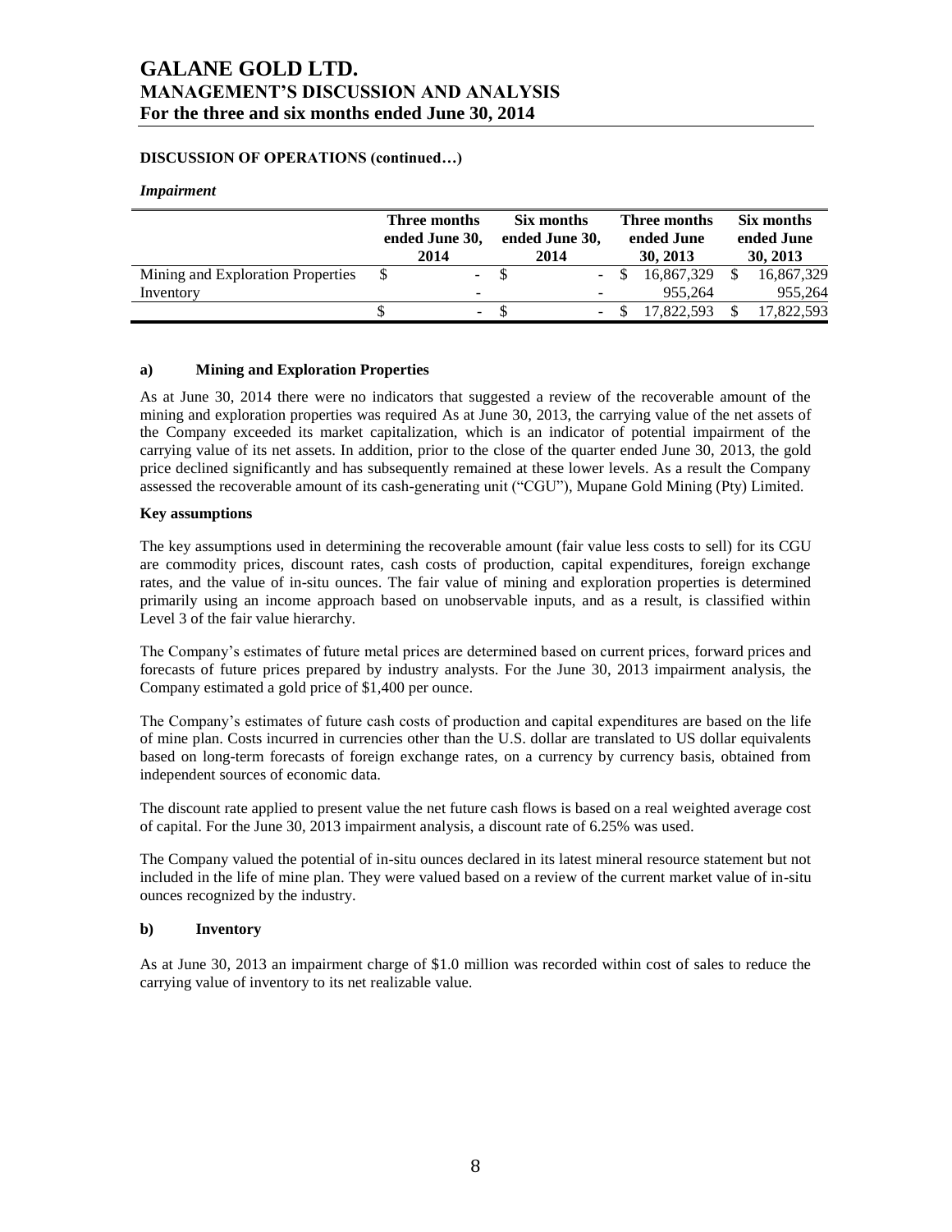**DISCUSSION OF OPERATIONS (continued…)**

***Impairment***

| | Three months ended June 30, 2014 | Six months ended June 30, 2014 | Three months ended June 30, 2013 | Six months ended June 30, 2013 |
|---|---|---|---|---|
| Mining and Exploration Properties | $ - | $ - | $ 16,867,329 | $ 16,867,329 |
| Inventory | - | - | 955,264 | 955,264 |
| | $ - | $ - | $ 17,822,593 | $ 17,822,593 |

**a) Mining and Exploration Properties**

As at June 30, 2014 there were no indicators that suggested a review of the recoverable amount of the mining and exploration properties was required As at June 30, 2013, the carrying value of the net assets of the Company exceeded its market capitalization, which is an indicator of potential impairment of the carrying value of its net assets. In addition, prior to the close of the quarter ended June 30, 2013, the gold price declined significantly and has subsequently remained at these lower levels. As a result the Company assessed the recoverable amount of its cash-generating unit ("CGU"), Mupane Gold Mining (Pty) Limited.

**Key assumptions**

The key assumptions used in determining the recoverable amount (fair value less costs to sell) for its CGU are commodity prices, discount rates, cash costs of production, capital expenditures, foreign exchange rates, and the value of in-situ ounces. The fair value of mining and exploration properties is determined primarily using an income approach based on unobservable inputs, and as a result, is classified within Level 3 of the fair value hierarchy.

The Company's estimates of future metal prices are determined based on current prices, forward prices and forecasts of future prices prepared by industry analysts. For the June 30, 2013 impairment analysis, the Company estimated a gold price of $1,400 per ounce.

The Company's estimates of future cash costs of production and capital expenditures are based on the life of mine plan. Costs incurred in currencies other than the U.S. dollar are translated to US dollar equivalents based on long-term forecasts of foreign exchange rates, on a currency by currency basis, obtained from independent sources of economic data.

The discount rate applied to present value the net future cash flows is based on a real weighted average cost of capital. For the June 30, 2013 impairment analysis, a discount rate of 6.25% was used.

The Company valued the potential of in-situ ounces declared in its latest mineral resource statement but not included in the life of mine plan. They were valued based on a review of the current market value of in-situ ounces recognized by the industry.

**b) Inventory**

As at June 30, 2013 an impairment charge of $1.0 million was recorded within cost of sales to reduce the carrying value of inventory to its net realizable value.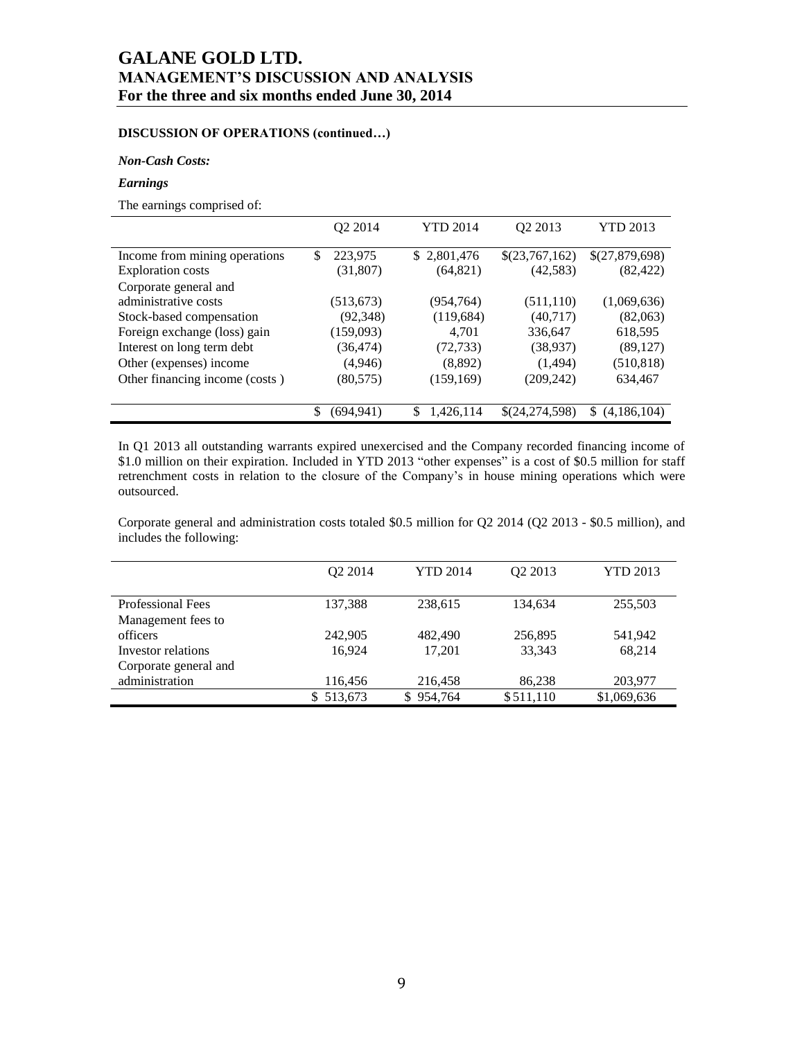### DISCUSSION OF OPERATIONS (continued…)

***Non-Cash Costs:***

***Earnings***

The earnings comprised of:

| | Q2 2014 | YTD 2014 | Q2 2013 | YTD 2013 |
|---|---|---|---|---|
| Income from mining operations | $ 223,975 | $ 2,801,476 | $(23,767,162) | $(27,879,698) |
| Exploration costs | (31,807) | (64,821) | (42,583) | (82,422) |
| Corporate general and administrative costs | (513,673) | (954,764) | (511,110) | (1,069,636) |
| Stock-based compensation | (92,348) | (119,684) | (40,717) | (82,063) |
| Foreign exchange (loss) gain | (159,093) | 4,701 | 336,647 | 618,595 |
| Interest on long term debt | (36,474) | (72,733) | (38,937) | (89,127) |
| Other (expenses) income | (4,946) | (8,892) | (1,494) | (510,818) |
| Other financing income (costs ) | (80,575) | (159,169) | (209,242) | 634,467 |
| | $ (694,941) | $ 1,426,114 | $(24,274,598) | $ (4,186,104) |

In Q1 2013 all outstanding warrants expired unexercised and the Company recorded financing income of $1.0 million on their expiration. Included in YTD 2013 "other expenses" is a cost of $0.5 million for staff retrenchment costs in relation to the closure of the Company's in house mining operations which were outsourced.

Corporate general and administration costs totaled $0.5 million for Q2 2014 (Q2 2013 - $0.5 million), and includes the following:

| | Q2 2014 | YTD 2014 | Q2 2013 | YTD 2013 |
|---|---|---|---|---|
| Professional Fees | 137,388 | 238,615 | 134,634 | 255,503 |
| Management fees to officers | 242,905 | 482,490 | 256,895 | 541,942 |
| Investor relations | 16,924 | 17,201 | 33,343 | 68,214 |
| Corporate general and administration | 116,456 | 216,458 | 86,238 | 203,977 |
| | $ 513,673 | $ 954,764 | $ 511,110 | $1,069,636 |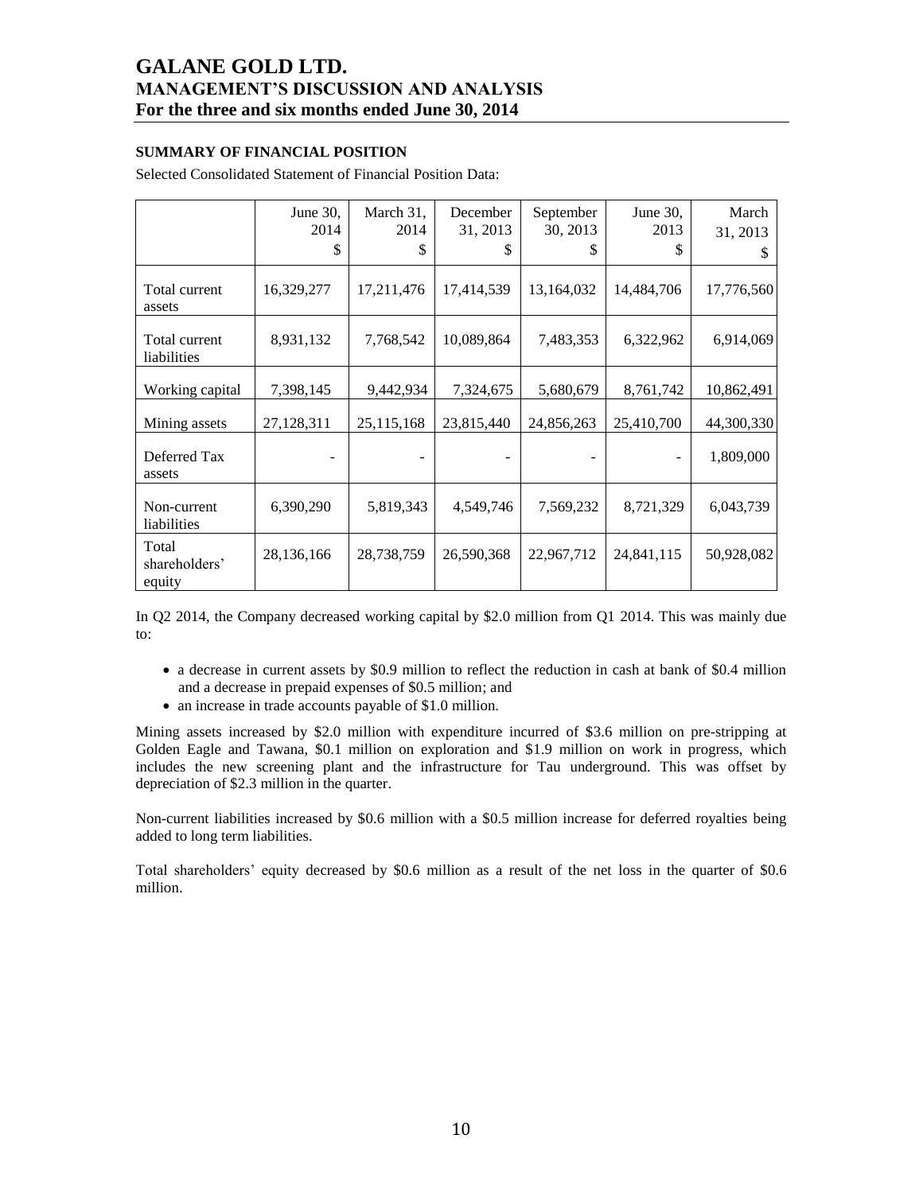## SUMMARY OF FINANCIAL POSITION

Selected Consolidated Statement of Financial Position Data:

| | June 30, 2014 $ | March 31, 2014 $ | December 31, 2013 $ | September 30, 2013 $ | June 30, 2013 $ | March 31, 2013 $ |
|---|---|---|---|---|---|---|
| Total current assets | 16,329,277 | 17,211,476 | 17,414,539 | 13,164,032 | 14,484,706 | 17,776,560 |
| Total current liabilities | 8,931,132 | 7,768,542 | 10,089,864 | 7,483,353 | 6,322,962 | 6,914,069 |
| Working capital | 7,398,145 | 9,442,934 | 7,324,675 | 5,680,679 | 8,761,742 | 10,862,491 |
| Mining assets | 27,128,311 | 25,115,168 | 23,815,440 | 24,856,263 | 25,410,700 | 44,300,330 |
| Deferred Tax assets | - | - | - | - | - | 1,809,000 |
| Non-current liabilities | 6,390,290 | 5,819,343 | 4,549,746 | 7,569,232 | 8,721,329 | 6,043,739 |
| Total shareholders' equity | 28,136,166 | 28,738,759 | 26,590,368 | 22,967,712 | 24,841,115 | 50,928,082 |

In Q2 2014, the Company decreased working capital by $2.0 million from Q1 2014. This was mainly due to:

- a decrease in current assets by $0.9 million to reflect the reduction in cash at bank of $0.4 million and a decrease in prepaid expenses of $0.5 million; and
- an increase in trade accounts payable of $1.0 million.

Mining assets increased by $2.0 million with expenditure incurred of $3.6 million on pre-stripping at Golden Eagle and Tawana, $0.1 million on exploration and $1.9 million on work in progress, which includes the new screening plant and the infrastructure for Tau underground. This was offset by depreciation of $2.3 million in the quarter.

Non-current liabilities increased by $0.6 million with a $0.5 million increase for deferred royalties being added to long term liabilities.

Total shareholders' equity decreased by $0.6 million as a result of the net loss in the quarter of $0.6 million.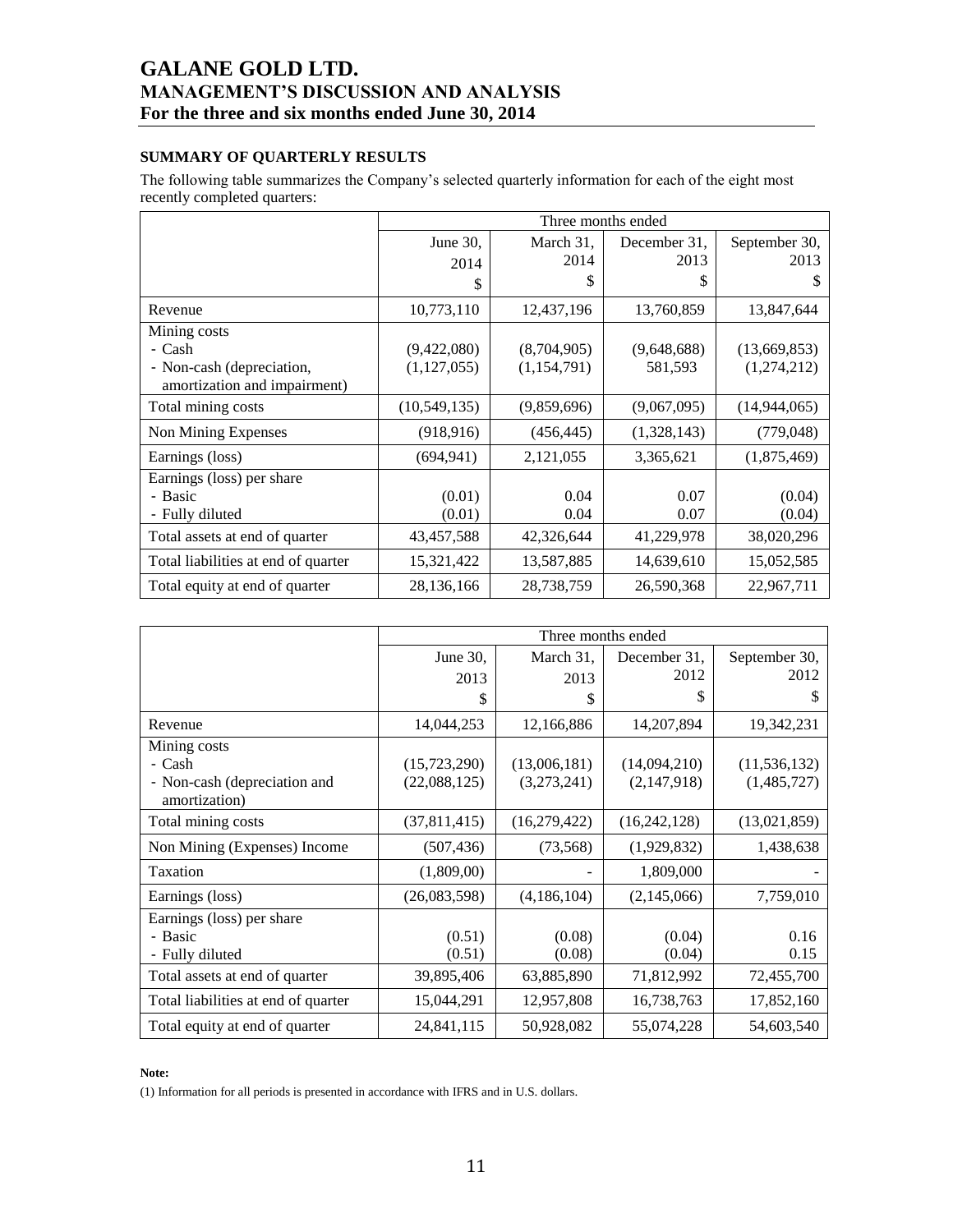## SUMMARY OF QUARTERLY RESULTS

The following table summarizes the Company's selected quarterly information for each of the eight most recently completed quarters:

| | Three months ended | | | |
|---|---|---|---|---|
| | June 30, 2014 $ | March 31, 2014 $ | December 31, 2013 $ | September 30, 2013 $ |
| Revenue | 10,773,110 | 12,437,196 | 13,760,859 | 13,847,644 |
| Mining costs<br>- Cash<br>- Non-cash (depreciation, amortization and impairment) | <br>(9,422,080)<br>(1,127,055) | <br>(8,704,905)<br>(1,154,791) | <br>(9,648,688)<br>581,593 | <br>(13,669,853)<br>(1,274,212) |
| Total mining costs | (10,549,135) | (9,859,696) | (9,067,095) | (14,944,065) |
| Non Mining Expenses | (918,916) | (456,445) | (1,328,143) | (779,048) |
| Earnings (loss) | (694,941) | 2,121,055 | 3,365,621 | (1,875,469) |
| Earnings (loss) per share<br>- Basic<br>- Fully diluted | <br>(0.01)<br>(0.01) | <br>0.04<br>0.04 | <br>0.07<br>0.07 | <br>(0.04)<br>(0.04) |
| Total assets at end of quarter | 43,457,588 | 42,326,644 | 41,229,978 | 38,020,296 |
| Total liabilities at end of quarter | 15,321,422 | 13,587,885 | 14,639,610 | 15,052,585 |
| Total equity at end of quarter | 28,136,166 | 28,738,759 | 26,590,368 | 22,967,711 |

| | Three months ended | | | |
|---|---|---|---|---|
| | June 30, 2013 $ | March 31, 2013 $ | December 31, 2012 $ | September 30, 2012 $ |
| Revenue | 14,044,253 | 12,166,886 | 14,207,894 | 19,342,231 |
| Mining costs<br>- Cash<br>- Non-cash (depreciation and amortization) | <br>(15,723,290)<br>(22,088,125) | <br>(13,006,181)<br>(3,273,241) | <br>(14,094,210)<br>(2,147,918) | <br>(11,536,132)<br>(1,485,727) |
| Total mining costs | (37,811,415) | (16,279,422) | (16,242,128) | (13,021,859) |
| Non Mining (Expenses) Income | (507,436) | (73,568) | (1,929,832) | 1,438,638 |
| Taxation | (1,809,00) | - | 1,809,000 | - |
| Earnings (loss) | (26,083,598) | (4,186,104) | (2,145,066) | 7,759,010 |
| Earnings (loss) per share<br>- Basic<br>- Fully diluted | <br>(0.51)<br>(0.51) | <br>(0.08)<br>(0.08) | <br>(0.04)<br>(0.04) | <br>0.16<br>0.15 |
| Total assets at end of quarter | 39,895,406 | 63,885,890 | 71,812,992 | 72,455,700 |
| Total liabilities at end of quarter | 15,044,291 | 12,957,808 | 16,738,763 | 17,852,160 |
| Total equity at end of quarter | 24,841,115 | 50,928,082 | 55,074,228 | 54,603,540 |

**Note:**

(1) Information for all periods is presented in accordance with IFRS and in U.S. dollars.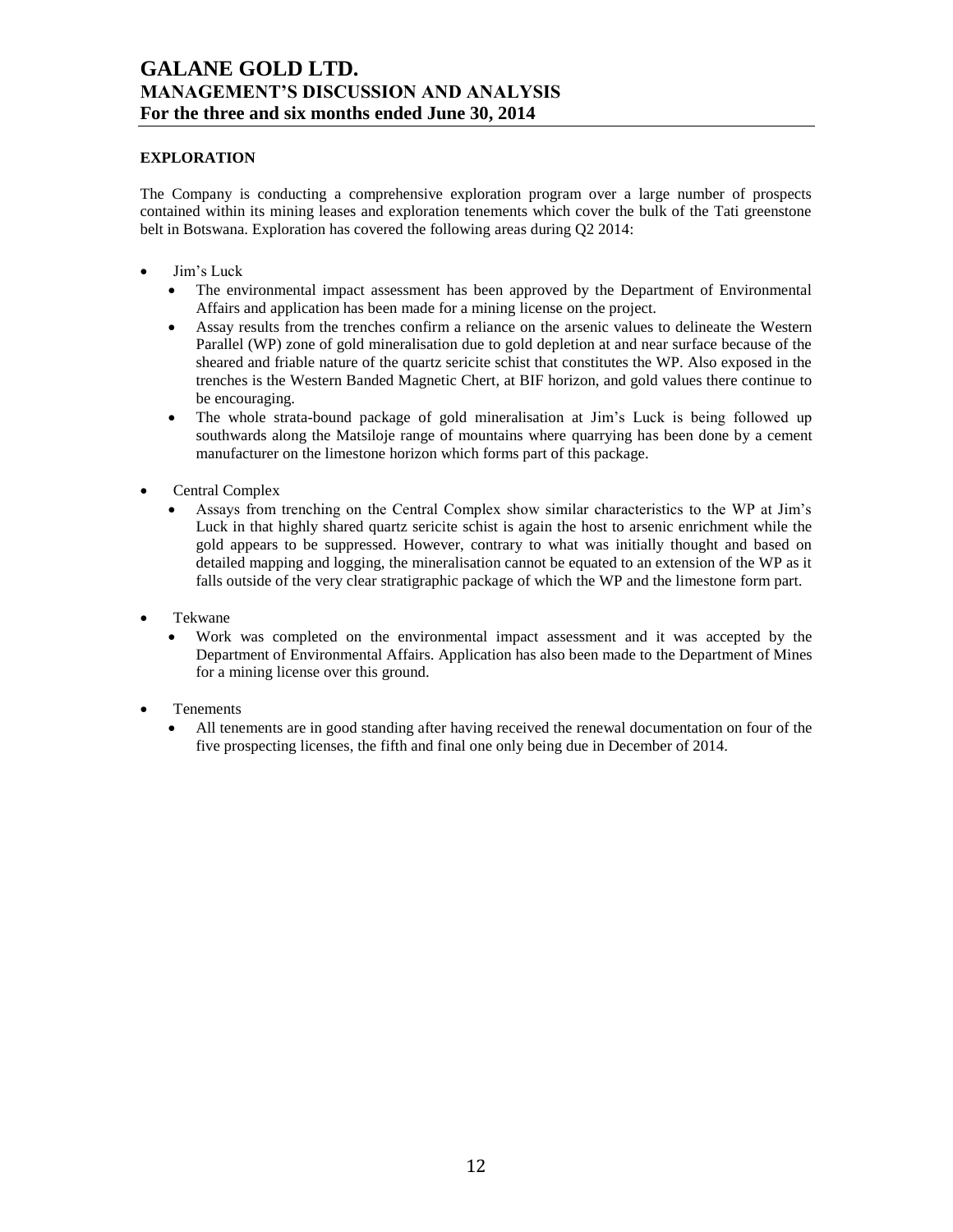## EXPLORATION

The Company is conducting a comprehensive exploration program over a large number of prospects contained within its mining leases and exploration tenements which cover the bulk of the Tati greenstone belt in Botswana. Exploration has covered the following areas during Q2 2014:

- Jim's Luck
  - The environmental impact assessment has been approved by the Department of Environmental Affairs and application has been made for a mining license on the project.
  - Assay results from the trenches confirm a reliance on the arsenic values to delineate the Western Parallel (WP) zone of gold mineralisation due to gold depletion at and near surface because of the sheared and friable nature of the quartz sericite schist that constitutes the WP. Also exposed in the trenches is the Western Banded Magnetic Chert, at BIF horizon, and gold values there continue to be encouraging.
  - The whole strata-bound package of gold mineralisation at Jim's Luck is being followed up southwards along the Matsiloje range of mountains where quarrying has been done by a cement manufacturer on the limestone horizon which forms part of this package.

- Central Complex
  - Assays from trenching on the Central Complex show similar characteristics to the WP at Jim's Luck in that highly shared quartz sericite schist is again the host to arsenic enrichment while the gold appears to be suppressed. However, contrary to what was initially thought and based on detailed mapping and logging, the mineralisation cannot be equated to an extension of the WP as it falls outside of the very clear stratigraphic package of which the WP and the limestone form part.

- Tekwane
  - Work was completed on the environmental impact assessment and it was accepted by the Department of Environmental Affairs. Application has also been made to the Department of Mines for a mining license over this ground.

- Tenements
  - All tenements are in good standing after having received the renewal documentation on four of the five prospecting licenses, the fifth and final one only being due in December of 2014.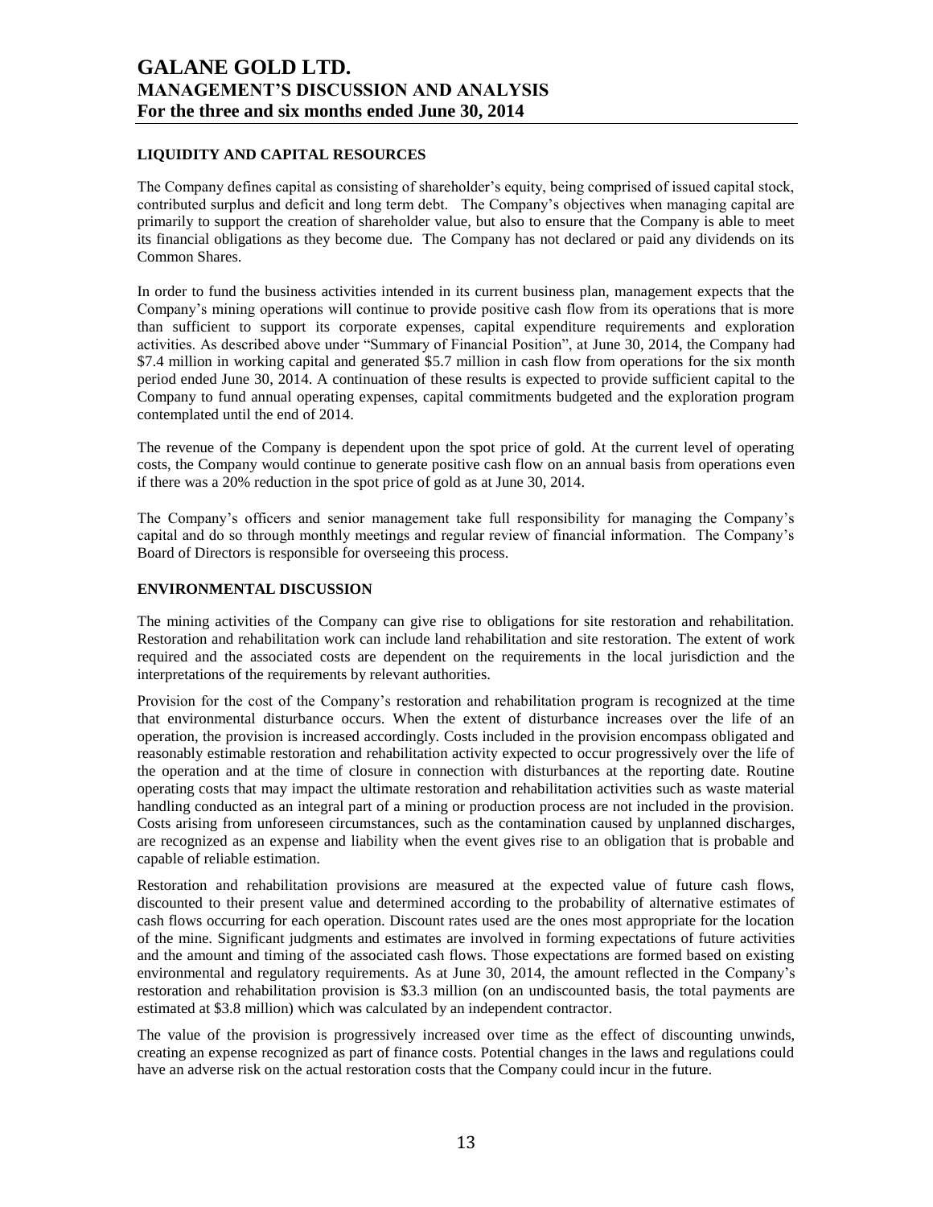## LIQUIDITY AND CAPITAL RESOURCES

The Company defines capital as consisting of shareholder's equity, being comprised of issued capital stock, contributed surplus and deficit and long term debt. The Company's objectives when managing capital are primarily to support the creation of shareholder value, but also to ensure that the Company is able to meet its financial obligations as they become due. The Company has not declared or paid any dividends on its Common Shares.

In order to fund the business activities intended in its current business plan, management expects that the Company's mining operations will continue to provide positive cash flow from its operations that is more than sufficient to support its corporate expenses, capital expenditure requirements and exploration activities. As described above under "Summary of Financial Position", at June 30, 2014, the Company had $7.4 million in working capital and generated $5.7 million in cash flow from operations for the six month period ended June 30, 2014. A continuation of these results is expected to provide sufficient capital to the Company to fund annual operating expenses, capital commitments budgeted and the exploration program contemplated until the end of 2014.

The revenue of the Company is dependent upon the spot price of gold. At the current level of operating costs, the Company would continue to generate positive cash flow on an annual basis from operations even if there was a 20% reduction in the spot price of gold as at June 30, 2014.

The Company's officers and senior management take full responsibility for managing the Company's capital and do so through monthly meetings and regular review of financial information. The Company's Board of Directors is responsible for overseeing this process.

## ENVIRONMENTAL DISCUSSION

The mining activities of the Company can give rise to obligations for site restoration and rehabilitation. Restoration and rehabilitation work can include land rehabilitation and site restoration. The extent of work required and the associated costs are dependent on the requirements in the local jurisdiction and the interpretations of the requirements by relevant authorities.

Provision for the cost of the Company's restoration and rehabilitation program is recognized at the time that environmental disturbance occurs. When the extent of disturbance increases over the life of an operation, the provision is increased accordingly. Costs included in the provision encompass obligated and reasonably estimable restoration and rehabilitation activity expected to occur progressively over the life of the operation and at the time of closure in connection with disturbances at the reporting date. Routine operating costs that may impact the ultimate restoration and rehabilitation activities such as waste material handling conducted as an integral part of a mining or production process are not included in the provision. Costs arising from unforeseen circumstances, such as the contamination caused by unplanned discharges, are recognized as an expense and liability when the event gives rise to an obligation that is probable and capable of reliable estimation.

Restoration and rehabilitation provisions are measured at the expected value of future cash flows, discounted to their present value and determined according to the probability of alternative estimates of cash flows occurring for each operation. Discount rates used are the ones most appropriate for the location of the mine. Significant judgments and estimates are involved in forming expectations of future activities and the amount and timing of the associated cash flows. Those expectations are formed based on existing environmental and regulatory requirements. As at June 30, 2014, the amount reflected in the Company's restoration and rehabilitation provision is $3.3 million (on an undiscounted basis, the total payments are estimated at $3.8 million) which was calculated by an independent contractor.

The value of the provision is progressively increased over time as the effect of discounting unwinds, creating an expense recognized as part of finance costs. Potential changes in the laws and regulations could have an adverse risk on the actual restoration costs that the Company could incur in the future.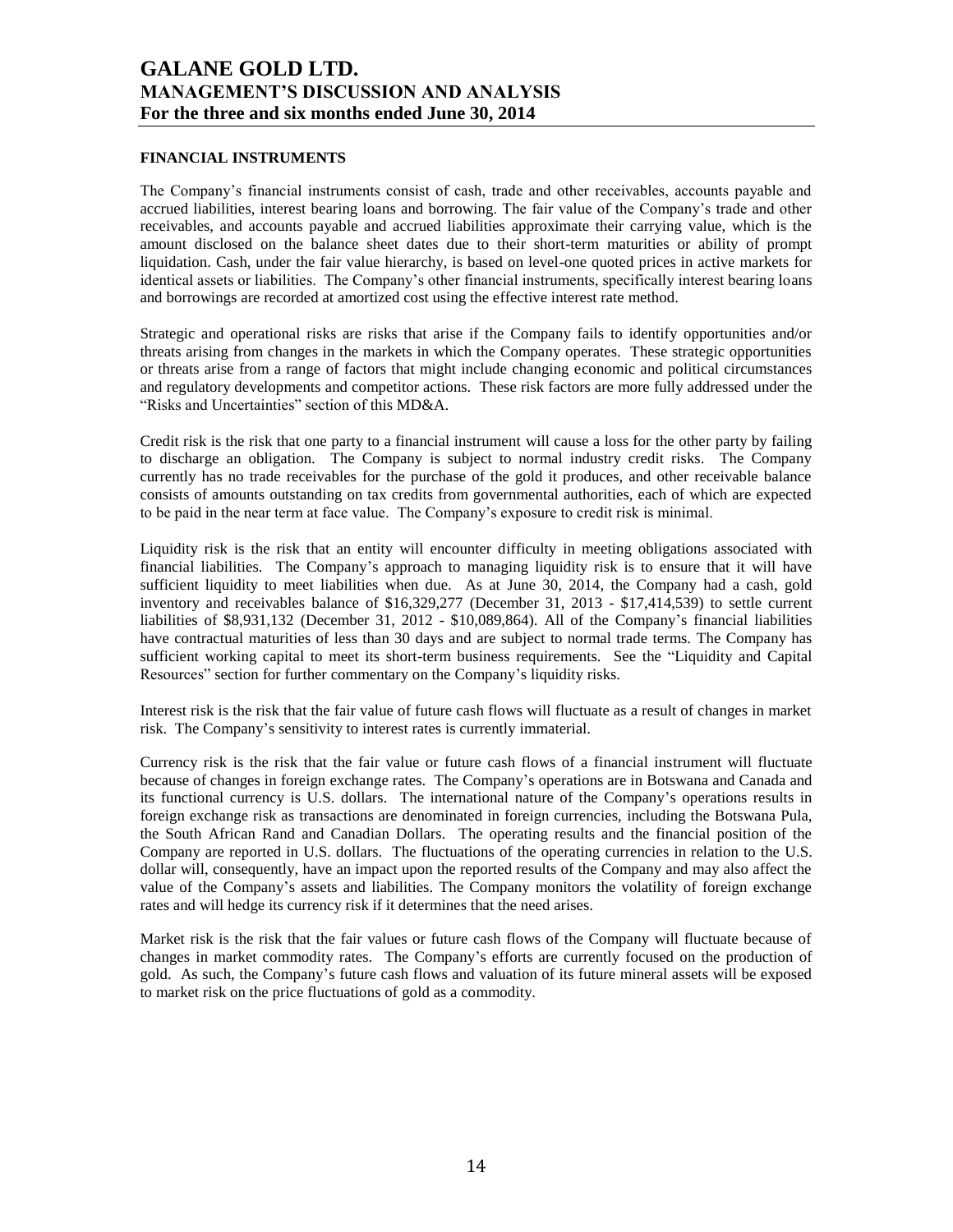## FINANCIAL INSTRUMENTS

The Company's financial instruments consist of cash, trade and other receivables, accounts payable and accrued liabilities, interest bearing loans and borrowing. The fair value of the Company's trade and other receivables, and accounts payable and accrued liabilities approximate their carrying value, which is the amount disclosed on the balance sheet dates due to their short-term maturities or ability of prompt liquidation. Cash, under the fair value hierarchy, is based on level-one quoted prices in active markets for identical assets or liabilities. The Company's other financial instruments, specifically interest bearing loans and borrowings are recorded at amortized cost using the effective interest rate method.

Strategic and operational risks are risks that arise if the Company fails to identify opportunities and/or threats arising from changes in the markets in which the Company operates. These strategic opportunities or threats arise from a range of factors that might include changing economic and political circumstances and regulatory developments and competitor actions. These risk factors are more fully addressed under the "Risks and Uncertainties" section of this MD&A.

Credit risk is the risk that one party to a financial instrument will cause a loss for the other party by failing to discharge an obligation. The Company is subject to normal industry credit risks. The Company currently has no trade receivables for the purchase of the gold it produces, and other receivable balance consists of amounts outstanding on tax credits from governmental authorities, each of which are expected to be paid in the near term at face value. The Company's exposure to credit risk is minimal.

Liquidity risk is the risk that an entity will encounter difficulty in meeting obligations associated with financial liabilities. The Company's approach to managing liquidity risk is to ensure that it will have sufficient liquidity to meet liabilities when due. As at June 30, 2014, the Company had a cash, gold inventory and receivables balance of $16,329,277 (December 31, 2013 - $17,414,539) to settle current liabilities of $8,931,132 (December 31, 2012 - $10,089,864). All of the Company's financial liabilities have contractual maturities of less than 30 days and are subject to normal trade terms. The Company has sufficient working capital to meet its short-term business requirements. See the "Liquidity and Capital Resources" section for further commentary on the Company's liquidity risks.

Interest risk is the risk that the fair value of future cash flows will fluctuate as a result of changes in market risk. The Company's sensitivity to interest rates is currently immaterial.

Currency risk is the risk that the fair value or future cash flows of a financial instrument will fluctuate because of changes in foreign exchange rates. The Company's operations are in Botswana and Canada and its functional currency is U.S. dollars. The international nature of the Company's operations results in foreign exchange risk as transactions are denominated in foreign currencies, including the Botswana Pula, the South African Rand and Canadian Dollars. The operating results and the financial position of the Company are reported in U.S. dollars. The fluctuations of the operating currencies in relation to the U.S. dollar will, consequently, have an impact upon the reported results of the Company and may also affect the value of the Company's assets and liabilities. The Company monitors the volatility of foreign exchange rates and will hedge its currency risk if it determines that the need arises.

Market risk is the risk that the fair values or future cash flows of the Company will fluctuate because of changes in market commodity rates. The Company's efforts are currently focused on the production of gold. As such, the Company's future cash flows and valuation of its future mineral assets will be exposed to market risk on the price fluctuations of gold as a commodity.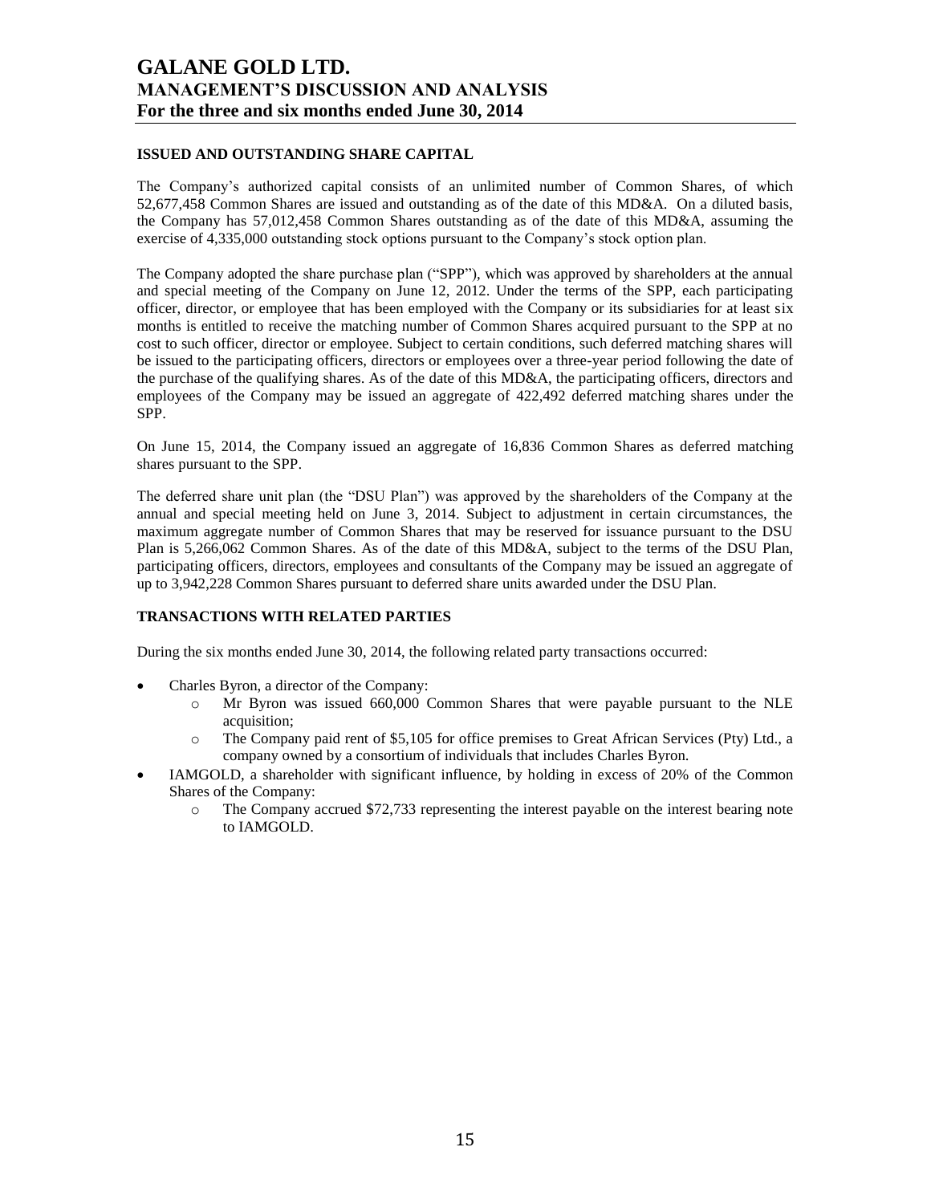## ISSUED AND OUTSTANDING SHARE CAPITAL

The Company's authorized capital consists of an unlimited number of Common Shares, of which 52,677,458 Common Shares are issued and outstanding as of the date of this MD&A. On a diluted basis, the Company has 57,012,458 Common Shares outstanding as of the date of this MD&A, assuming the exercise of 4,335,000 outstanding stock options pursuant to the Company's stock option plan.

The Company adopted the share purchase plan ("SPP"), which was approved by shareholders at the annual and special meeting of the Company on June 12, 2012. Under the terms of the SPP, each participating officer, director, or employee that has been employed with the Company or its subsidiaries for at least six months is entitled to receive the matching number of Common Shares acquired pursuant to the SPP at no cost to such officer, director or employee. Subject to certain conditions, such deferred matching shares will be issued to the participating officers, directors or employees over a three-year period following the date of the purchase of the qualifying shares. As of the date of this MD&A, the participating officers, directors and employees of the Company may be issued an aggregate of 422,492 deferred matching shares under the SPP.

On June 15, 2014, the Company issued an aggregate of 16,836 Common Shares as deferred matching shares pursuant to the SPP.

The deferred share unit plan (the "DSU Plan") was approved by the shareholders of the Company at the annual and special meeting held on June 3, 2014. Subject to adjustment in certain circumstances, the maximum aggregate number of Common Shares that may be reserved for issuance pursuant to the DSU Plan is 5,266,062 Common Shares. As of the date of this MD&A, subject to the terms of the DSU Plan, participating officers, directors, employees and consultants of the Company may be issued an aggregate of up to 3,942,228 Common Shares pursuant to deferred share units awarded under the DSU Plan.

## TRANSACTIONS WITH RELATED PARTIES

During the six months ended June 30, 2014, the following related party transactions occurred:

- Charles Byron, a director of the Company:
  - Mr Byron was issued 660,000 Common Shares that were payable pursuant to the NLE acquisition;
  - The Company paid rent of $5,105 for office premises to Great African Services (Pty) Ltd., a company owned by a consortium of individuals that includes Charles Byron.
- IAMGOLD, a shareholder with significant influence, by holding in excess of 20% of the Common Shares of the Company:
  - The Company accrued $72,733 representing the interest payable on the interest bearing note to IAMGOLD.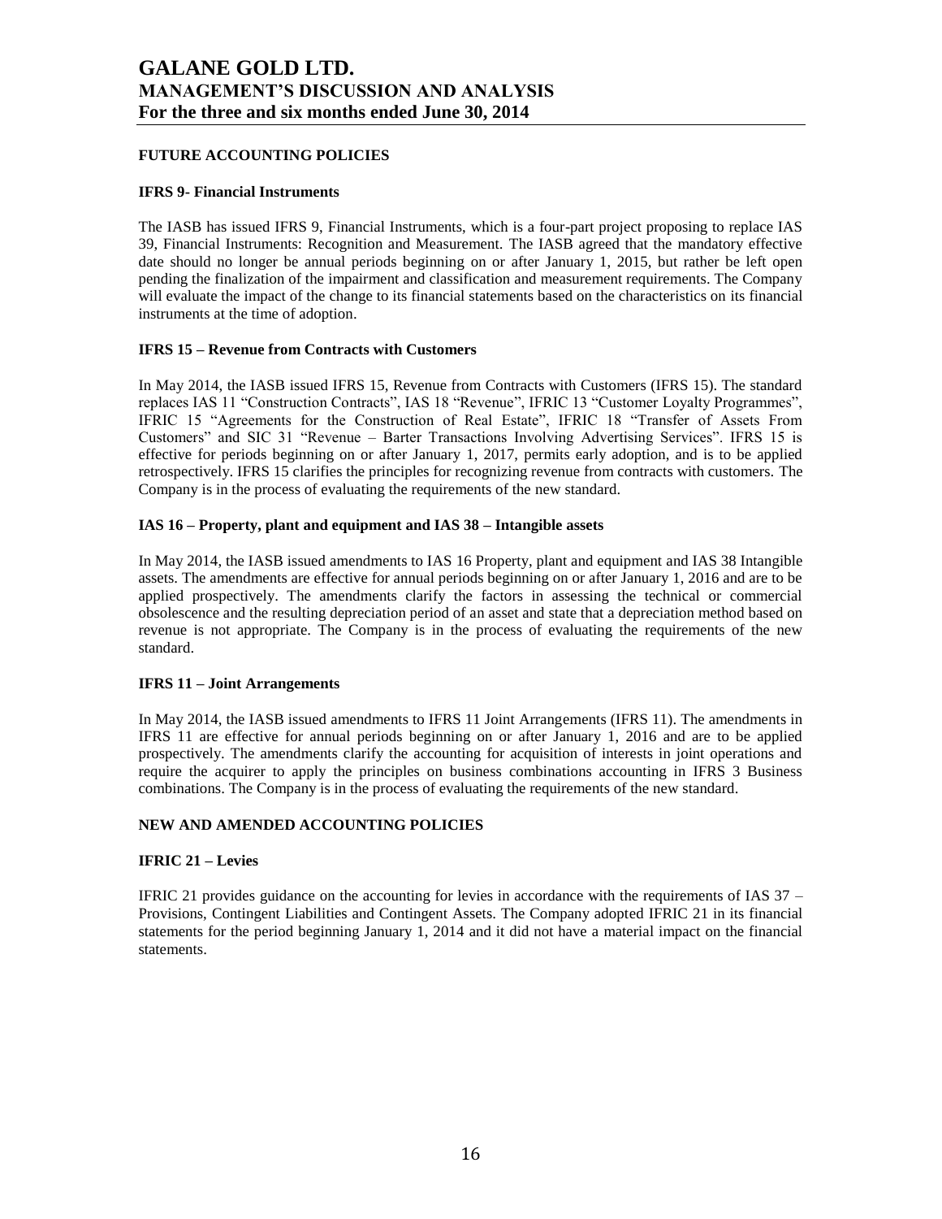## FUTURE ACCOUNTING POLICIES

### IFRS 9- Financial Instruments

The IASB has issued IFRS 9, Financial Instruments, which is a four-part project proposing to replace IAS 39, Financial Instruments: Recognition and Measurement. The IASB agreed that the mandatory effective date should no longer be annual periods beginning on or after January 1, 2015, but rather be left open pending the finalization of the impairment and classification and measurement requirements. The Company will evaluate the impact of the change to its financial statements based on the characteristics on its financial instruments at the time of adoption.

### IFRS 15 – Revenue from Contracts with Customers

In May 2014, the IASB issued IFRS 15, Revenue from Contracts with Customers (IFRS 15). The standard replaces IAS 11 "Construction Contracts", IAS 18 "Revenue", IFRIC 13 "Customer Loyalty Programmes", IFRIC 15 "Agreements for the Construction of Real Estate", IFRIC 18 "Transfer of Assets From Customers" and SIC 31 "Revenue – Barter Transactions Involving Advertising Services". IFRS 15 is effective for periods beginning on or after January 1, 2017, permits early adoption, and is to be applied retrospectively. IFRS 15 clarifies the principles for recognizing revenue from contracts with customers. The Company is in the process of evaluating the requirements of the new standard.

### IAS 16 – Property, plant and equipment and IAS 38 – Intangible assets

In May 2014, the IASB issued amendments to IAS 16 Property, plant and equipment and IAS 38 Intangible assets. The amendments are effective for annual periods beginning on or after January 1, 2016 and are to be applied prospectively. The amendments clarify the factors in assessing the technical or commercial obsolescence and the resulting depreciation period of an asset and state that a depreciation method based on revenue is not appropriate. The Company is in the process of evaluating the requirements of the new standard.

### IFRS 11 – Joint Arrangements

In May 2014, the IASB issued amendments to IFRS 11 Joint Arrangements (IFRS 11). The amendments in IFRS 11 are effective for annual periods beginning on or after January 1, 2016 and are to be applied prospectively. The amendments clarify the accounting for acquisition of interests in joint operations and require the acquirer to apply the principles on business combinations accounting in IFRS 3 Business combinations. The Company is in the process of evaluating the requirements of the new standard.

## NEW AND AMENDED ACCOUNTING POLICIES

### IFRIC 21 – Levies

IFRIC 21 provides guidance on the accounting for levies in accordance with the requirements of IAS 37 – Provisions, Contingent Liabilities and Contingent Assets. The Company adopted IFRIC 21 in its financial statements for the period beginning January 1, 2014 and it did not have a material impact on the financial statements.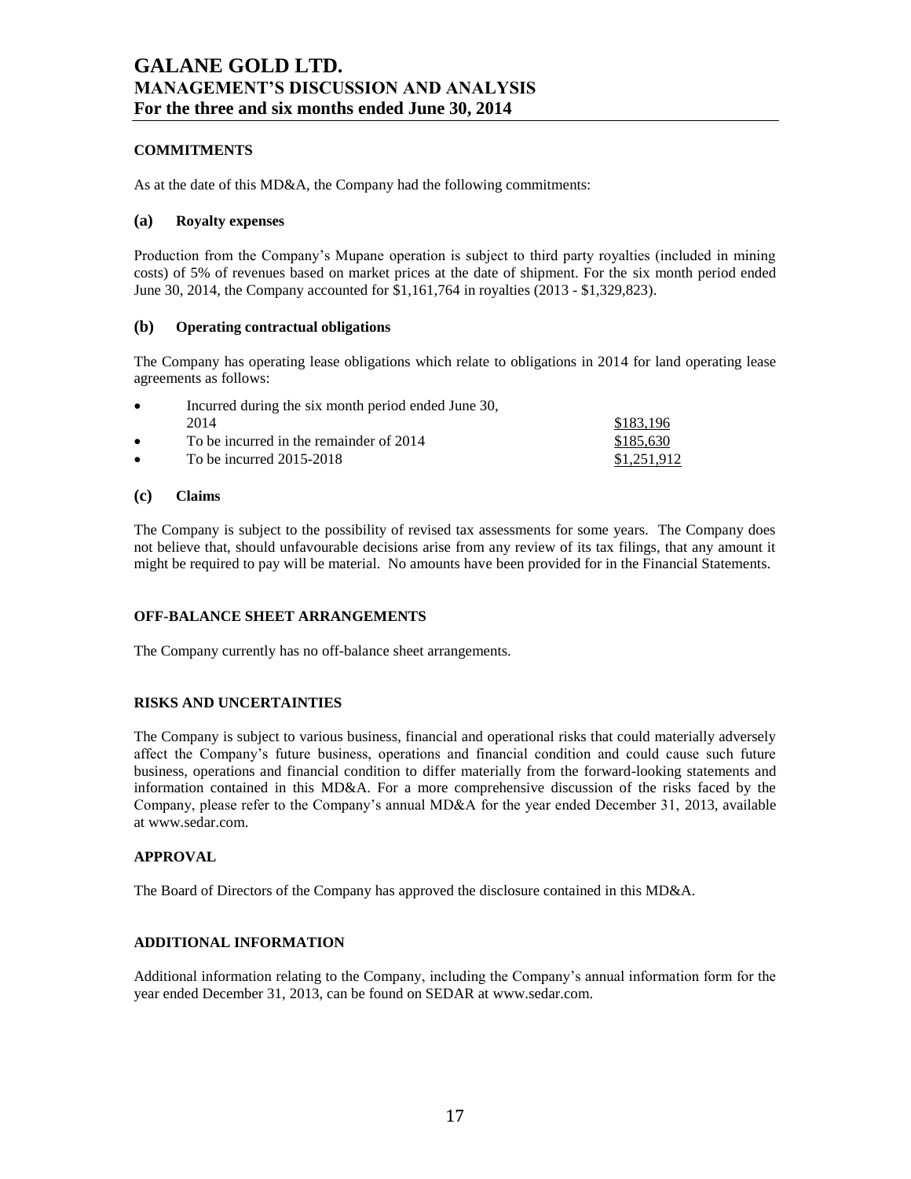## COMMITMENTS

As at the date of this MD&A, the Company had the following commitments:

### (a) Royalty expenses

Production from the Company's Mupane operation is subject to third party royalties (included in mining costs) of 5% of revenues based on market prices at the date of shipment. For the six month period ended June 30, 2014, the Company accounted for $1,161,764 in royalties (2013 - $1,329,823).

### (b) Operating contractual obligations

The Company has operating lease obligations which relate to obligations in 2014 for land operating lease agreements as follows:

| | |
|---|---|
| • Incurred during the six month period ended June 30, 2014 | $183,196 |
| • To be incurred in the remainder of 2014 | $185,630 |
| • To be incurred 2015-2018 | $1,251,912 |

### (c) Claims

The Company is subject to the possibility of revised tax assessments for some years. The Company does not believe that, should unfavourable decisions arise from any review of its tax filings, that any amount it might be required to pay will be material. No amounts have been provided for in the Financial Statements.

## OFF-BALANCE SHEET ARRANGEMENTS

The Company currently has no off-balance sheet arrangements.

## RISKS AND UNCERTAINTIES

The Company is subject to various business, financial and operational risks that could materially adversely affect the Company's future business, operations and financial condition and could cause such future business, operations and financial condition to differ materially from the forward-looking statements and information contained in this MD&A. For a more comprehensive discussion of the risks faced by the Company, please refer to the Company's annual MD&A for the year ended December 31, 2013, available at www.sedar.com.

## APPROVAL

The Board of Directors of the Company has approved the disclosure contained in this MD&A.

## ADDITIONAL INFORMATION

Additional information relating to the Company, including the Company's annual information form for the year ended December 31, 2013, can be found on SEDAR at www.sedar.com.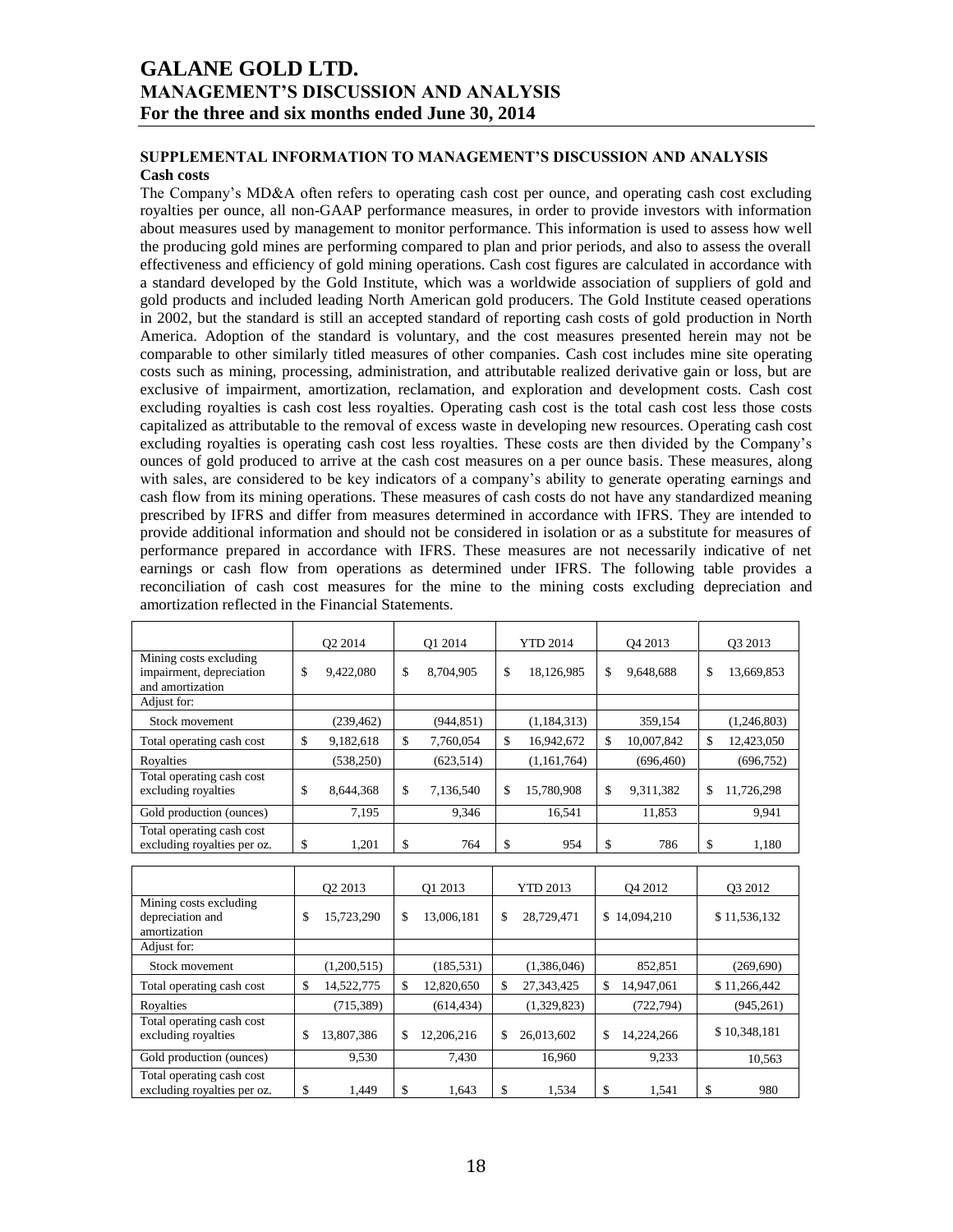## SUPPLEMENTAL INFORMATION TO MANAGEMENT'S DISCUSSION AND ANALYSIS

### Cash costs

The Company's MD&A often refers to operating cash cost per ounce, and operating cash cost excluding royalties per ounce, all non-GAAP performance measures, in order to provide investors with information about measures used by management to monitor performance. This information is used to assess how well the producing gold mines are performing compared to plan and prior periods, and also to assess the overall effectiveness and efficiency of gold mining operations. Cash cost figures are calculated in accordance with a standard developed by the Gold Institute, which was a worldwide association of suppliers of gold and gold products and included leading North American gold producers. The Gold Institute ceased operations in 2002, but the standard is still an accepted standard of reporting cash costs of gold production in North America. Adoption of the standard is voluntary, and the cost measures presented herein may not be comparable to other similarly titled measures of other companies. Cash cost includes mine site operating costs such as mining, processing, administration, and attributable realized derivative gain or loss, but are exclusive of impairment, amortization, reclamation, and exploration and development costs. Cash cost excluding royalties is cash cost less royalties. Operating cash cost is the total cash cost less those costs capitalized as attributable to the removal of excess waste in developing new resources. Operating cash cost excluding royalties is operating cash cost less royalties. These costs are then divided by the Company's ounces of gold produced to arrive at the cash cost measures on a per ounce basis. These measures, along with sales, are considered to be key indicators of a company's ability to generate operating earnings and cash flow from its mining operations. These measures of cash costs do not have any standardized meaning prescribed by IFRS and differ from measures determined in accordance with IFRS. They are intended to provide additional information and should not be considered in isolation or as a substitute for measures of performance prepared in accordance with IFRS. These measures are not necessarily indicative of net earnings or cash flow from operations as determined under IFRS. The following table provides a reconciliation of cash cost measures for the mine to the mining costs excluding depreciation and amortization reflected in the Financial Statements.

| | Q2 2014 | Q1 2014 | YTD 2014 | Q4 2013 | Q3 2013 |
|---|---|---|---|---|---|
| Mining costs excluding impairment, depreciation and amortization | $ 9,422,080 | $ 8,704,905 | $ 18,126,985 | $ 9,648,688 | $ 13,669,853 |
| Adjust for: | | | | | |
| Stock movement | (239,462) | (944,851) | (1,184,313) | 359,154 | (1,246,803) |
| Total operating cash cost | $ 9,182,618 | $ 7,760,054 | $ 16,942,672 | $ 10,007,842 | $ 12,423,050 |
| Royalties | (538,250) | (623,514) | (1,161,764) | (696,460) | (696,752) |
| Total operating cash cost excluding royalties | $ 8,644,368 | $ 7,136,540 | $ 15,780,908 | $ 9,311,382 | $ 11,726,298 |
| Gold production (ounces) | 7,195 | 9,346 | 16,541 | 11,853 | 9,941 |
| Total operating cash cost excluding royalties per oz. | $ 1,201 | $ 764 | $ 954 | $ 786 | $ 1,180 |

| | Q2 2013 | Q1 2013 | YTD 2013 | Q4 2012 | Q3 2012 |
|---|---|---|---|---|---|
| Mining costs excluding depreciation and amortization | $ 15,723,290 | $ 13,006,181 | $ 28,729,471 | $ 14,094,210 | $ 11,536,132 |
| Adjust for: | | | | | |
| Stock movement | (1,200,515) | (185,531) | (1,386,046) | 852,851 | (269,690) |
| Total operating cash cost | $ 14,522,775 | $ 12,820,650 | $ 27,343,425 | $ 14,947,061 | $ 11,266,442 |
| Royalties | (715,389) | (614,434) | (1,329,823) | (722,794) | (945,261) |
| Total operating cash cost excluding royalties | $ 13,807,386 | $ 12,206,216 | $ 26,013,602 | $ 14,224,266 | $ 10,348,181 |
| Gold production (ounces) | 9,530 | 7,430 | 16,960 | 9,233 | 10,563 |
| Total operating cash cost excluding royalties per oz. | $ 1,449 | $ 1,643 | $ 1,534 | $ 1,541 | $ 980 |